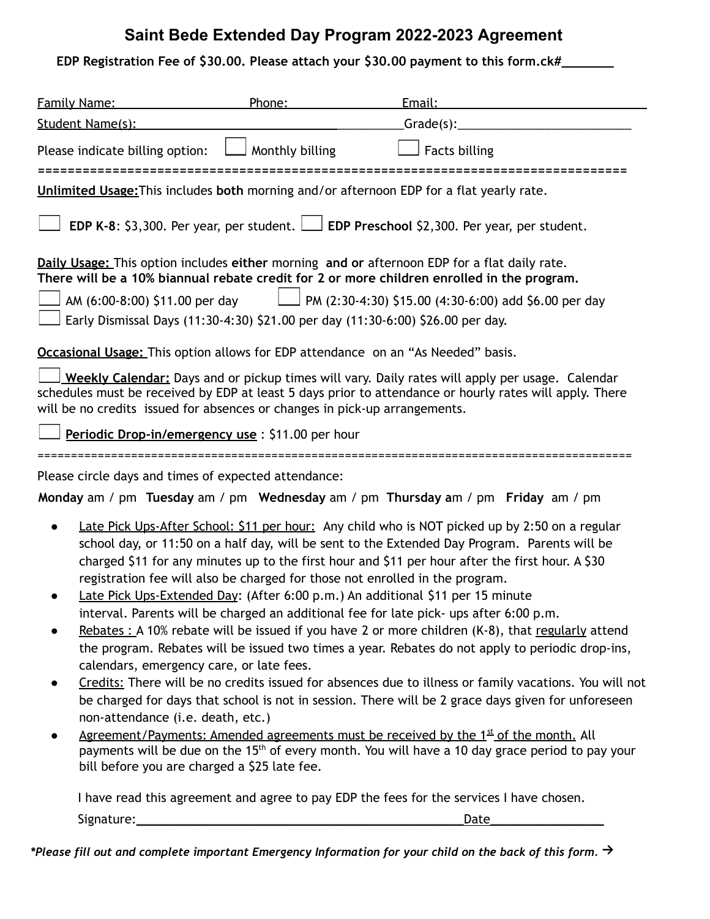# Saint Bede Extended Day Program 2022-2023 Agreement

**EDP Registration Fee of $30.00. Please attach your $30.00 payment to this form.ck#_______**

Family Name: Phone: Email:

Student Name(s): Grade(s):

Please indicate billing option: ☐ Monthly billing ☐ Facts billing

==========================================================================

**Unlimited Usage:** This includes **both** morning and/or afternoon EDP for a flat yearly rate.

☐ **EDP K-8**: $3,300. Per year, per student. ☐ **EDP Preschool** $2,300. Per year, per student.

**Daily Usage:** This option includes **either** morning **and or** afternoon EDP for a flat daily rate.
**There will be a 10% biannual rebate credit for 2 or more children enrolled in the program.**

☐ AM (6:00-8:00) $11.00 per day ☐ PM (2:30-4:30) $15.00 (4:30-6:00) add $6.00 per day

☐ Early Dismissal Days (11:30-4:30) $21.00 per day (11:30-6:00) $26.00 per day.

**Occasional Usage:** This option allows for EDP attendance on an "As Needed" basis.

☐ **Weekly Calendar:** Days and or pickup times will vary. Daily rates will apply per usage. Calendar schedules must be received by EDP at least 5 days prior to attendance or hourly rates will apply. There will be no credits issued for absences or changes in pick-up arrangements.

☐ **Periodic Drop-in/emergency use** : $11.00 per hour

==========================================================================

Please circle days and times of expected attendance:

**Monday** am / pm **Tuesday** am / pm **Wednesday** am / pm **Thursday** am / pm **Friday** am / pm

- Late Pick Ups-After School: $11 per hour: Any child who is NOT picked up by 2:50 on a regular school day, or 11:50 on a half day, will be sent to the Extended Day Program. Parents will be charged $11 for any minutes up to the first hour and $11 per hour after the first hour. A $30 registration fee will also be charged for those not enrolled in the program.
- Late Pick Ups-Extended Day: (After 6:00 p.m.) An additional $11 per 15 minute interval. Parents will be charged an additional fee for late pick- ups after 6:00 p.m.
- Rebates : A 10% rebate will be issued if you have 2 or more children (K-8), that regularly attend the program. Rebates will be issued two times a year. Rebates do not apply to periodic drop-ins, calendars, emergency care, or late fees.
- Credits: There will be no credits issued for absences due to illness or family vacations. You will not be charged for days that school is not in session. There will be 2 grace days given for unforeseen non-attendance (i.e. death, etc.)
- Agreement/Payments: Amended agreements must be received by the 1st of the month. All payments will be due on the 15th of every month. You will have a 10 day grace period to pay your bill before you are charged a $25 late fee.

I have read this agreement and agree to pay EDP the fees for the services I have chosen.

Signature:__________________________________________________Date________________

*\*Please fill out and complete important Emergency Information for your child on the back of this form.* →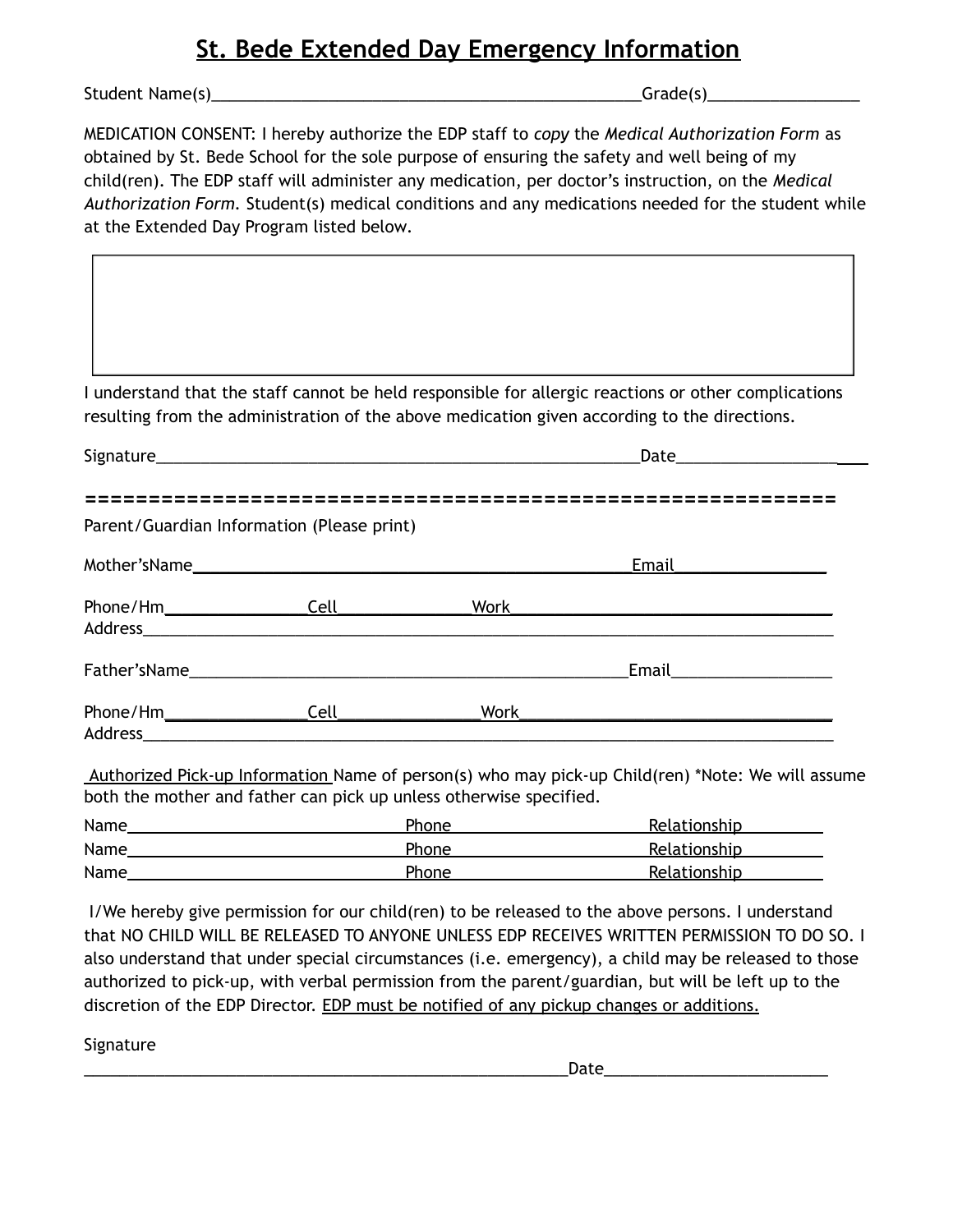# St. Bede Extended Day Emergency Information

Student Name(s)_______________________________________________Grade(s)_______________

MEDICATION CONSENT: I hereby authorize the EDP staff to *copy* the *Medical Authorization Form* as obtained by St. Bede School for the sole purpose of ensuring the safety and well being of my child(ren). The EDP staff will administer any medication, per doctor's instruction, on the *Medical Authorization Form*. Student(s) medical conditions and any medications needed for the student while at the Extended Day Program listed below.

| |
|---|
| |

I understand that the staff cannot be held responsible for allergic reactions or other complications resulting from the administration of the above medication given according to the directions.

Signature_____________________________________________________Date__________________

==========================================================

Parent/Guardian Information (Please print)

Mother'sName_______________________________________________Email________________

Phone/Hm_______________Cell______________Work_________________________________
Address_____________________________________________________________________________

Father'sName_______________________________________________Email_________________

Phone/Hm_______________Cell_______________Work________________________________
Address_____________________________________________________________________________

Authorized Pick-up Information Name of person(s) who may pick-up Child(ren) *Note: We will assume both the mother and father can pick up unless otherwise specified.

Name______________________________Phone_____________________Relationship_________
Name______________________________Phone_____________________Relationship_________
Name______________________________Phone_____________________Relationship_________

I/We hereby give permission for our child(ren) to be released to the above persons. I understand that NO CHILD WILL BE RELEASED TO ANYONE UNLESS EDP RECEIVES WRITTEN PERMISSION TO DO SO. I also understand that under special circumstances (i.e. emergency), a child may be released to those authorized to pick-up, with verbal permission from the parent/guardian, but will be left up to the discretion of the EDP Director. EDP must be notified of any pickup changes or additions.

Signature
_____________________________________________________Date________________________